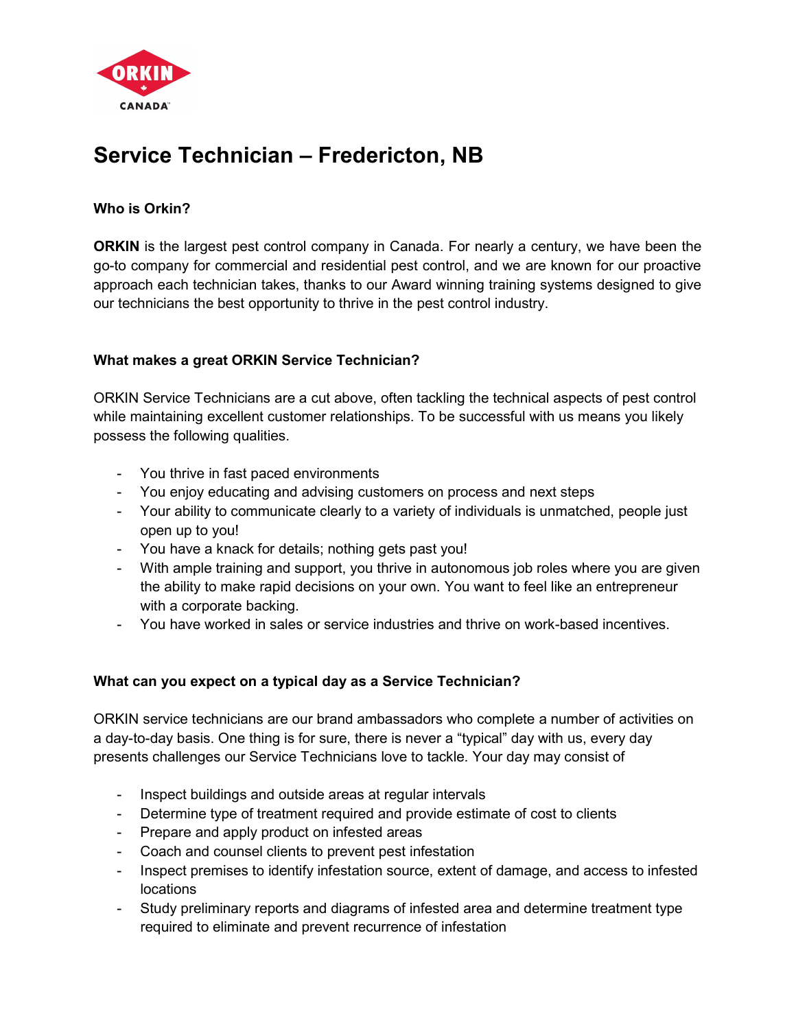# Service Technician – Fredericton, NB

### Who is Orkin?

**ORKIN** is the largest pest control company in Canada. For nearly a century, we have been the go-to company for commercial and residential pest control, and we are known for our proactive approach each technician takes, thanks to our Award winning training systems designed to give our technicians the best opportunity to thrive in the pest control industry.

### What makes a great ORKIN Service Technician?

ORKIN Service Technicians are a cut above, often tackling the technical aspects of pest control while maintaining excellent customer relationships. To be successful with us means you likely possess the following qualities.

- You thrive in fast paced environments
- You enjoy educating and advising customers on process and next steps
- Your ability to communicate clearly to a variety of individuals is unmatched, people just open up to you!
- You have a knack for details; nothing gets past you!
- With ample training and support, you thrive in autonomous job roles where you are given the ability to make rapid decisions on your own. You want to feel like an entrepreneur with a corporate backing.
- You have worked in sales or service industries and thrive on work-based incentives.

### What can you expect on a typical day as a Service Technician?

ORKIN service technicians are our brand ambassadors who complete a number of activities on a day-to-day basis. One thing is for sure, there is never a "typical" day with us, every day presents challenges our Service Technicians love to tackle. Your day may consist of

- Inspect buildings and outside areas at regular intervals
- Determine type of treatment required and provide estimate of cost to clients
- Prepare and apply product on infested areas
- Coach and counsel clients to prevent pest infestation
- Inspect premises to identify infestation source, extent of damage, and access to infested locations
- Study preliminary reports and diagrams of infested area and determine treatment type required to eliminate and prevent recurrence of infestation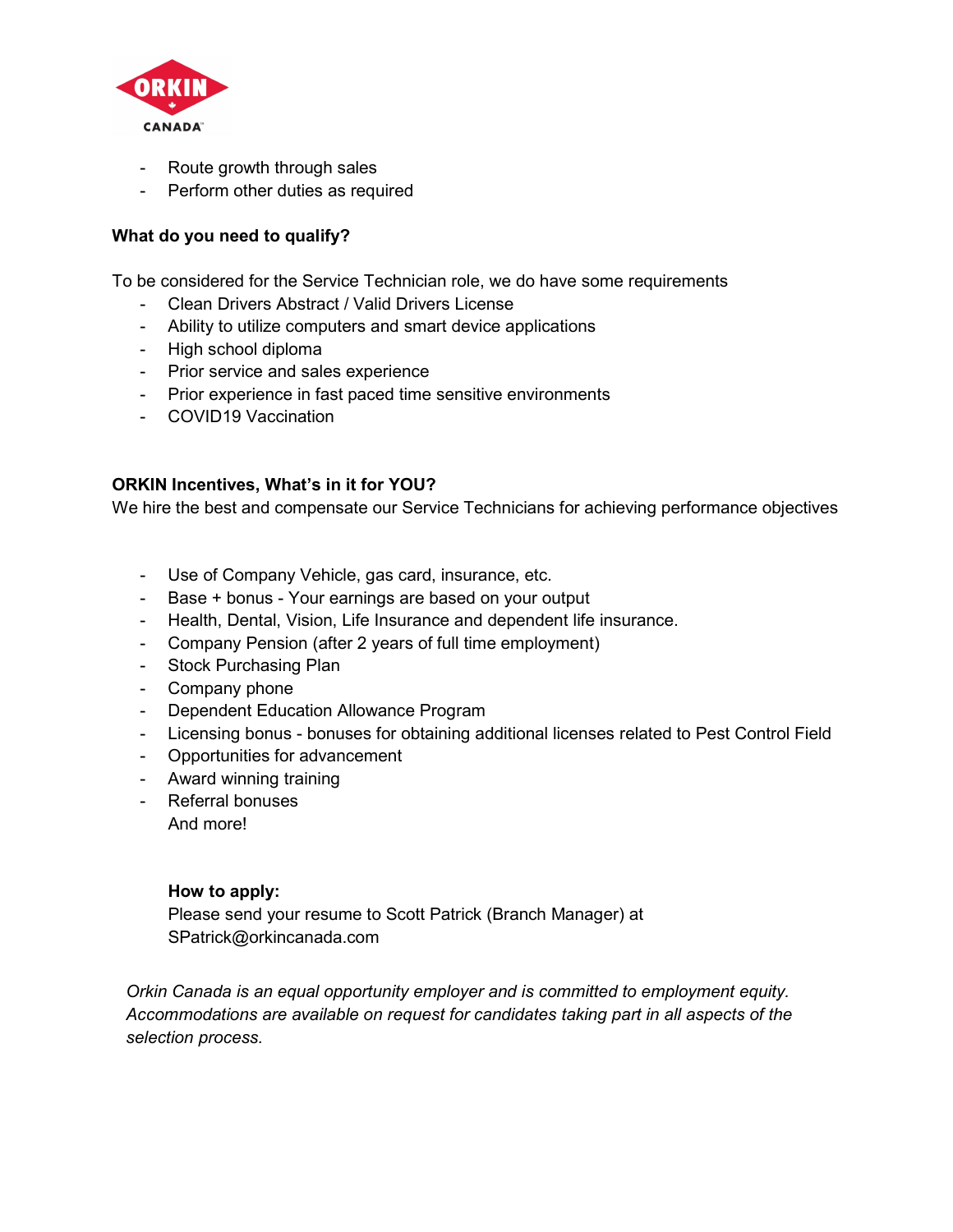- Route growth through sales
- Perform other duties as required

**What do you need to qualify?**

To be considered for the Service Technician role, we do have some requirements

- Clean Drivers Abstract / Valid Drivers License
- Ability to utilize computers and smart device applications
- High school diploma
- Prior service and sales experience
- Prior experience in fast paced time sensitive environments
- COVID19 Vaccination

**ORKIN Incentives, What's in it for YOU?**
We hire the best and compensate our Service Technicians for achieving performance objectives

- Use of Company Vehicle, gas card, insurance, etc.
- Base + bonus - Your earnings are based on your output
- Health, Dental, Vision, Life Insurance and dependent life insurance.
- Company Pension (after 2 years of full time employment)
- Stock Purchasing Plan
- Company phone
- Dependent Education Allowance Program
- Licensing bonus - bonuses for obtaining additional licenses related to Pest Control Field
- Opportunities for advancement
- Award winning training
- Referral bonuses

And more!

**How to apply:**
Please send your resume to Scott Patrick (Branch Manager) at SPatrick@orkincanada.com

*Orkin Canada is an equal opportunity employer and is committed to employment equity. Accommodations are available on request for candidates taking part in all aspects of the selection process.*